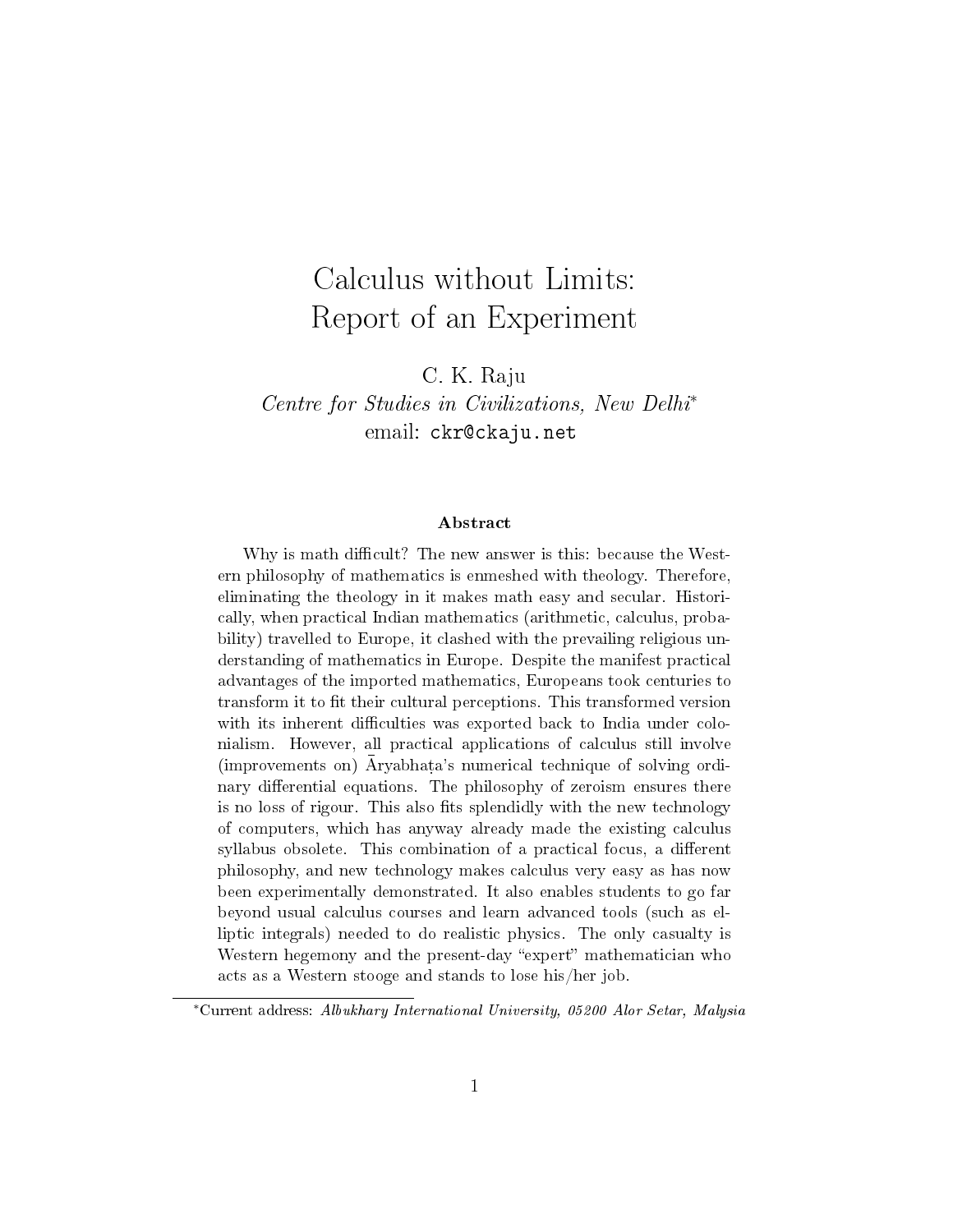# Calculus without Limits: Report of an Experiment

C. K. Raju

*Centre for Studies in Civilizations, New Delhi*[*]

email: `ckr@ckaju.net`

### Abstract

Why is math difficult? The new answer is this: because the Western philosophy of mathematics is enmeshed with theology. Therefore, eliminating the theology in it makes math easy and secular. Historically, when practical Indian mathematics (arithmetic, calculus, probability) travelled to Europe, it clashed with the prevailing religious understanding of mathematics in Europe. Despite the manifest practical advantages of the imported mathematics, Europeans took centuries to transform it to fit their cultural perceptions. This transformed version with its inherent difficulties was exported back to India under colonialism. However, all practical applications of calculus still involve (improvements on) Āryabhaṭa's numerical technique of solving ordinary differential equations. The philosophy of zeroism ensures there is no loss of rigour. This also fits splendidly with the new technology of computers, which has anyway already made the existing calculus syllabus obsolete. This combination of a practical focus, a different philosophy, and new technology makes calculus very easy as has now been experimentally demonstrated. It also enables students to go far beyond usual calculus courses and learn advanced tools (such as elliptic integrals) needed to do realistic physics. The only casualty is Western hegemony and the present-day "expert" mathematician who acts as a Western stooge and stands to lose his/her job.

---

[*] Current address: *Albukhary International University, 05200 Alor Setar, Malysia*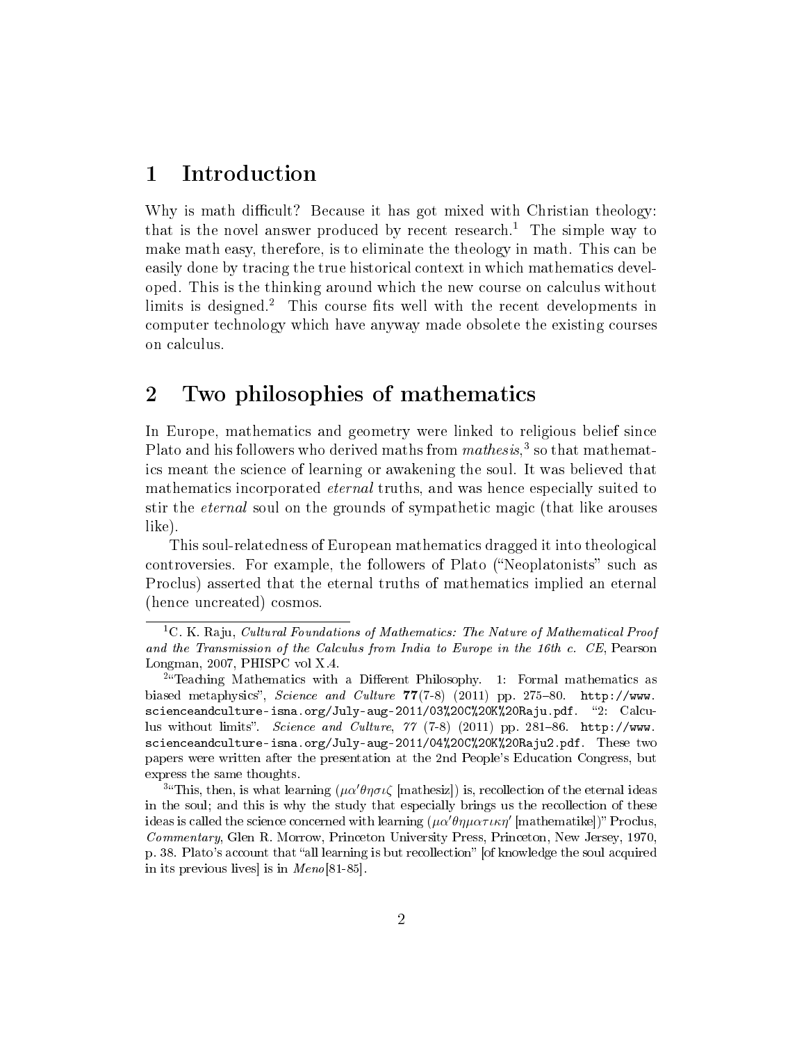# 1 Introduction

Why is math difficult? Because it has got mixed with Christian theology: that is the novel answer produced by recent research.[1] The simple way to make math easy, therefore, is to eliminate the theology in math. This can be easily done by tracing the true historical context in which mathematics developed. This is the thinking around which the new course on calculus without limits is designed.[2] This course fits well with the recent developments in computer technology which have anyway made obsolete the existing courses on calculus.

# 2 Two philosophies of mathematics

In Europe, mathematics and geometry were linked to religious belief since Plato and his followers who derived maths from *mathesis*,[3] so that mathematics meant the science of learning or awakening the soul. It was believed that mathematics incorporated *eternal* truths, and was hence especially suited to stir the *eternal* soul on the grounds of sympathetic magic (that like arouses like).

This soul-relatedness of European mathematics dragged it into theological controversies. For example, the followers of Plato ("Neoplatonists" such as Proclus) asserted that the eternal truths of mathematics implied an eternal (hence uncreated) cosmos.

---

[1] C. K. Raju, *Cultural Foundations of Mathematics: The Nature of Mathematical Proof and the Transmission of the Calculus from India to Europe in the 16th c. CE*, Pearson Longman, 2007, PHISPC vol X.4.

[2] "Teaching Mathematics with a Different Philosophy. 1: Formal mathematics as biased metaphysics", *Science and Culture* **77**(7-8) (2011) pp. 275–80. `http://www.scienceandculture-isna.org/July-aug-2011/03%20C%20K%20Raju.pdf`. "2: Calculus without limits". *Science and Culture*, *77* (7-8) (2011) pp. 281–86. `http://www.scienceandculture-isna.org/July-aug-2011/04%20C%20K%20Raju2.pdf`. These two papers were written after the presentation at the 2nd People's Education Congress, but express the same thoughts.

[3] "This, then, is what learning ($\mu\alpha'\theta\eta\sigma\iota\zeta$ [mathesiz]) is, recollection of the eternal ideas in the soul; and this is why the study that especially brings us the recollection of these ideas is called the science concerned with learning ($\mu\alpha'\theta\eta\mu\alpha\tau\iota\kappa\eta'$ [mathematike])" Proclus, *Commentary*, Glen R. Morrow, Princeton University Press, Princeton, New Jersey, 1970, p. 38. Plato's account that "all learning is but recollection" [of knowledge the soul acquired in its previous lives] is in *Meno*[81-85].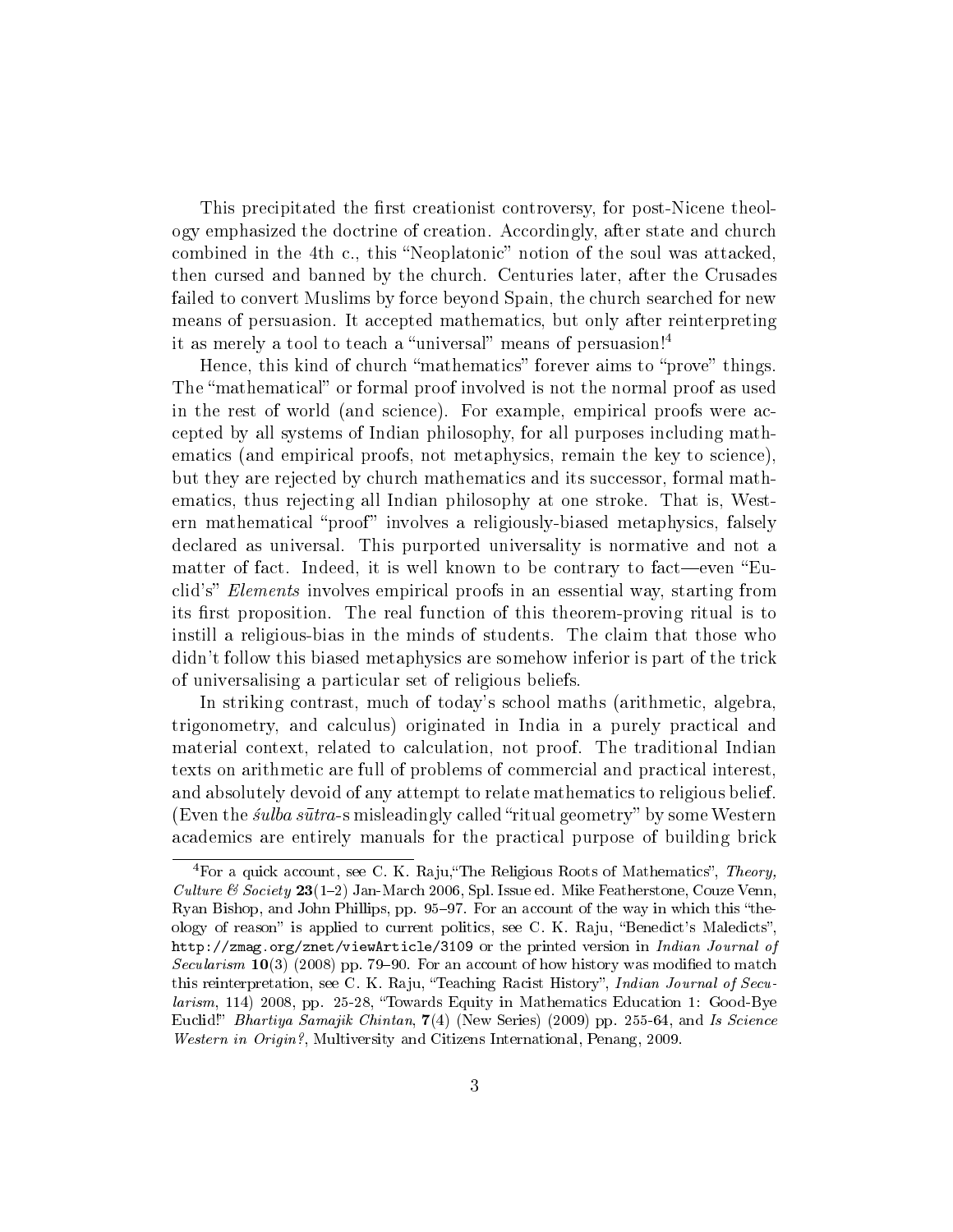This precipitated the first creationist controversy, for post-Nicene theology emphasized the doctrine of creation. Accordingly, after state and church combined in the 4th c., this "Neoplatonic" notion of the soul was attacked, then cursed and banned by the church. Centuries later, after the Crusades failed to convert Muslims by force beyond Spain, the church searched for new means of persuasion. It accepted mathematics, but only after reinterpreting it as merely a tool to teach a "universal" means of persuasion![4]

Hence, this kind of church "mathematics" forever aims to "prove" things. The "mathematical" or formal proof involved is not the normal proof as used in the rest of world (and science). For example, empirical proofs were accepted by all systems of Indian philosophy, for all purposes including mathematics (and empirical proofs, not metaphysics, remain the key to science), but they are rejected by church mathematics and its successor, formal mathematics, thus rejecting all Indian philosophy at one stroke. That is, Western mathematical "proof" involves a religiously-biased metaphysics, falsely declared as universal. This purported universality is normative and not a matter of fact. Indeed, it is well known to be contrary to fact—even "Euclid's" *Elements* involves empirical proofs in an essential way, starting from its first proposition. The real function of this theorem-proving ritual is to instill a religious-bias in the minds of students. The claim that those who didn't follow this biased metaphysics are somehow inferior is part of the trick of universalising a particular set of religious beliefs.

In striking contrast, much of today's school maths (arithmetic, algebra, trigonometry, and calculus) originated in India in a purely practical and material context, related to calculation, not proof. The traditional Indian texts on arithmetic are full of problems of commercial and practical interest, and absolutely devoid of any attempt to relate mathematics to religious belief. (Even the *śulba sūtra*-s misleadingly called "ritual geometry" by some Western academics are entirely manuals for the practical purpose of building brick

---

[4] For a quick account, see C. K. Raju, "The Religious Roots of Mathematics", *Theory, Culture & Society* **23**(1–2) Jan-March 2006, Spl. Issue ed. Mike Featherstone, Couze Venn, Ryan Bishop, and John Phillips, pp. 95–97. For an account of the way in which this "theology of reason" is applied to current politics, see C. K. Raju, "Benedict's Maledicts", http://zmag.org/znet/viewArticle/3109 or the printed version in *Indian Journal of Secularism* **10**(3) (2008) pp. 79–90. For an account of how history was modified to match this reinterpretation, see C. K. Raju, "Teaching Racist History", *Indian Journal of Secularism*, 114) 2008, pp. 25-28, "Towards Equity in Mathematics Education 1: Good-Bye Euclid!" *Bhartiya Samajik Chintan*, **7**(4) (New Series) (2009) pp. 255-64, and *Is Science Western in Origin?*, Multiversity and Citizens International, Penang, 2009.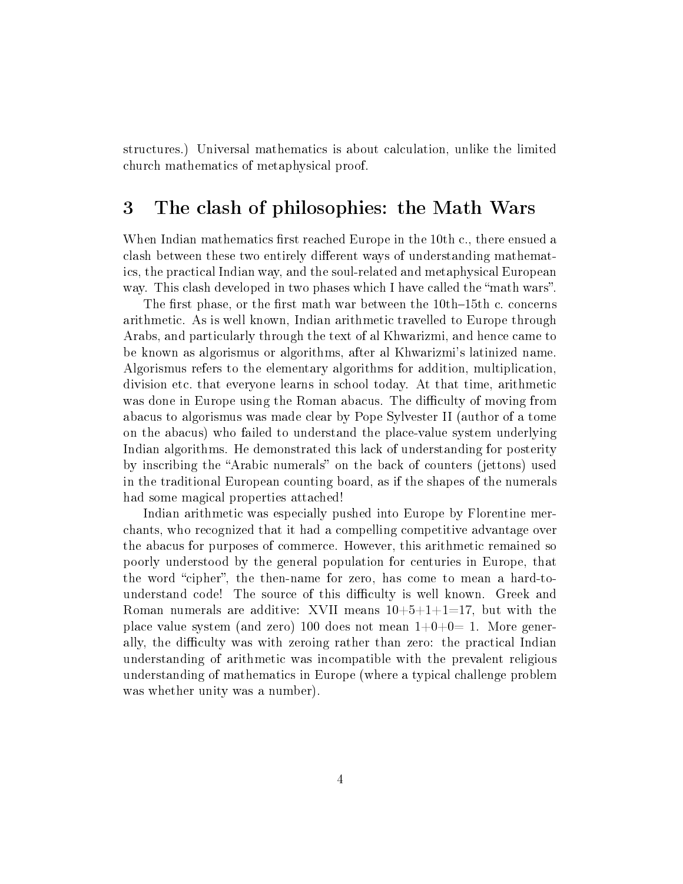structures.) Universal mathematics is about calculation, unlike the limited church mathematics of metaphysical proof.

## 3 The clash of philosophies: the Math Wars

When Indian mathematics first reached Europe in the 10th c., there ensued a clash between these two entirely different ways of understanding mathematics, the practical Indian way, and the soul-related and metaphysical European way. This clash developed in two phases which I have called the "math wars".

The first phase, or the first math war between the 10th–15th c. concerns arithmetic. As is well known, Indian arithmetic travelled to Europe through Arabs, and particularly through the text of al Khwarizmi, and hence came to be known as algorismus or algorithms, after al Khwarizmi's latinized name. Algorismus refers to the elementary algorithms for addition, multiplication, division etc. that everyone learns in school today. At that time, arithmetic was done in Europe using the Roman abacus. The difficulty of moving from abacus to algorismus was made clear by Pope Sylvester II (author of a tome on the abacus) who failed to understand the place-value system underlying Indian algorithms. He demonstrated this lack of understanding for posterity by inscribing the "Arabic numerals" on the back of counters (jettons) used in the traditional European counting board, as if the shapes of the numerals had some magical properties attached!

Indian arithmetic was especially pushed into Europe by Florentine merchants, who recognized that it had a compelling competitive advantage over the abacus for purposes of commerce. However, this arithmetic remained so poorly understood by the general population for centuries in Europe, that the word "cipher", the then-name for zero, has come to mean a hard-to-understand code! The source of this difficulty is well known. Greek and Roman numerals are additive: XVII means $10+5+1+1=17$, but with the place value system (and zero) 100 does not mean $1+0+0=1$. More generally, the difficulty was with zeroing rather than zero: the practical Indian understanding of arithmetic was incompatible with the prevalent religious understanding of mathematics in Europe (where a typical challenge problem was whether unity was a number).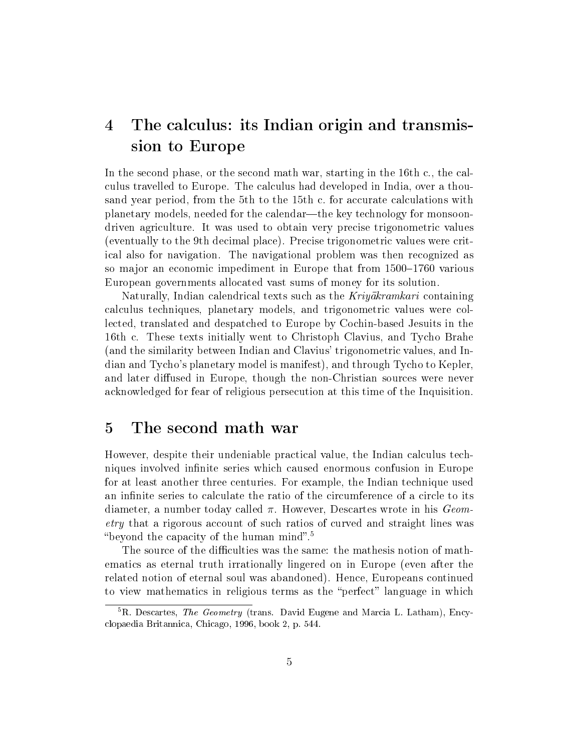## 4 The calculus: its Indian origin and transmission to Europe

In the second phase, or the second math war, starting in the 16th c., the calculus travelled to Europe. The calculus had developed in India, over a thousand year period, from the 5th to the 15th c. for accurate calculations with planetary models, needed for the calendar—the key technology for monsoon-driven agriculture. It was used to obtain very precise trigonometric values (eventually to the 9th decimal place). Precise trigonometric values were critical also for navigation. The navigational problem was then recognized as so major an economic impediment in Europe that from 1500–1760 various European governments allocated vast sums of money for its solution.

Naturally, Indian calendrical texts such as the *Kriyākramkari* containing calculus techniques, planetary models, and trigonometric values were collected, translated and despatched to Europe by Cochin-based Jesuits in the 16th c. These texts initially went to Christoph Clavius, and Tycho Brahe (and the similarity between Indian and Clavius' trigonometric values, and Indian and Tycho's planetary model is manifest), and through Tycho to Kepler, and later diffused in Europe, though the non-Christian sources were never acknowledged for fear of religious persecution at this time of the Inquisition.

## 5 The second math war

However, despite their undeniable practical value, the Indian calculus techniques involved infinite series which caused enormous confusion in Europe for at least another three centuries. For example, the Indian technique used an infinite series to calculate the ratio of the circumference of a circle to its diameter, a number today called $\pi$. However, Descartes wrote in his *Geometry* that a rigorous account of such ratios of curved and straight lines was "beyond the capacity of the human mind".[5]

The source of the difficulties was the same: the mathesis notion of mathematics as eternal truth irrationally lingered on in Europe (even after the related notion of eternal soul was abandoned). Hence, Europeans continued to view mathematics in religious terms as the "perfect" language in which

[5] R. Descartes, *The Geometry* (trans. David Eugene and Marcia L. Latham), Encyclopaedia Britannica, Chicago, 1996, book 2, p. 544.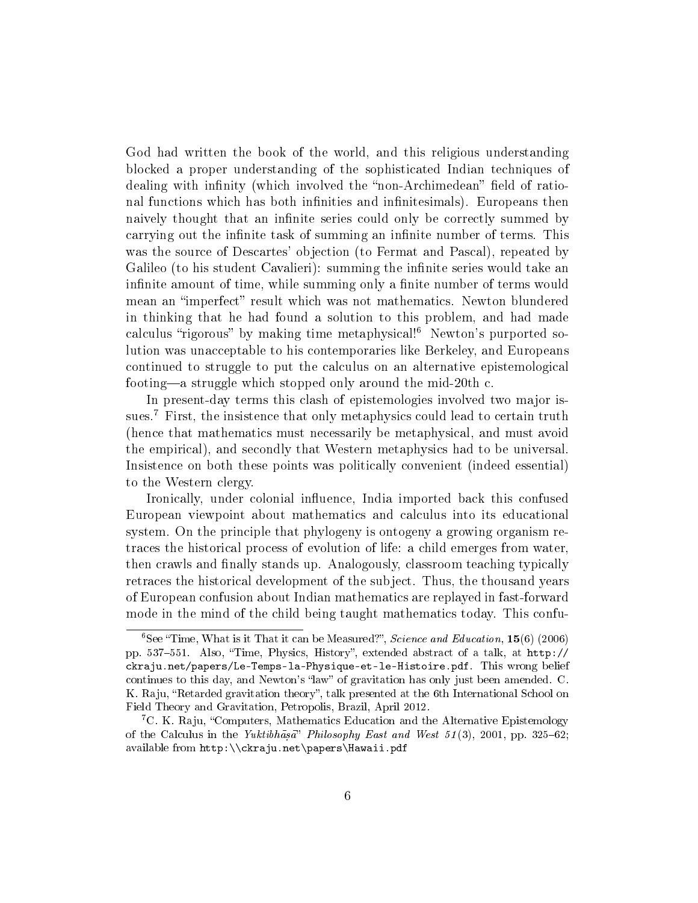God had written the book of the world, and this religious understanding blocked a proper understanding of the sophisticated Indian techniques of dealing with infinity (which involved the "non-Archimedean" field of rational functions which has both infinities and infinitesimals). Europeans then naively thought that an infinite series could only be correctly summed by carrying out the infinite task of summing an infinite number of terms. This was the source of Descartes' objection (to Fermat and Pascal), repeated by Galileo (to his student Cavalieri): summing the infinite series would take an infinite amount of time, while summing only a finite number of terms would mean an "imperfect" result which was not mathematics. Newton blundered in thinking that he had found a solution to this problem, and had made calculus "rigorous" by making time metaphysical![6] Newton's purported solution was unacceptable to his contemporaries like Berkeley, and Europeans continued to struggle to put the calculus on an alternative epistemological footing—a struggle which stopped only around the mid-20th c.

In present-day terms this clash of epistemologies involved two major issues.[7] First, the insistence that only metaphysics could lead to certain truth (hence that mathematics must necessarily be metaphysical, and must avoid the empirical), and secondly that Western metaphysics had to be universal. Insistence on both these points was politically convenient (indeed essential) to the Western clergy.

Ironically, under colonial influence, India imported back this confused European viewpoint about mathematics and calculus into its educational system. On the principle that phylogeny is ontogeny a growing organism retraces the historical process of evolution of life: a child emerges from water, then crawls and finally stands up. Analogously, classroom teaching typically retraces the historical development of the subject. Thus, the thousand years of European confusion about Indian mathematics are replayed in fast-forward mode in the mind of the child being taught mathematics today. This confu-

---

[6] See "Time, What is it That it can be Measured?", *Science and Education*, **15**(6) (2006) pp. 537–551. Also, "Time, Physics, History", extended abstract of a talk, at http://ckraju.net/papers/Le-Temps-la-Physique-et-le-Histoire.pdf. This wrong belief continues to this day, and Newton's "law" of gravitation has only just been amended. C. K. Raju, "Retarded gravitation theory", talk presented at the 6th International School on Field Theory and Gravitation, Petropolis, Brazil, April 2012.

[7] C. K. Raju, "Computers, Mathematics Education and the Alternative Epistemology of the Calculus in the *Yuktibhāṣā*" *Philosophy East and West 51*(3), 2001, pp. 325–62; available from http:\\ckraju.net\papers\Hawaii.pdf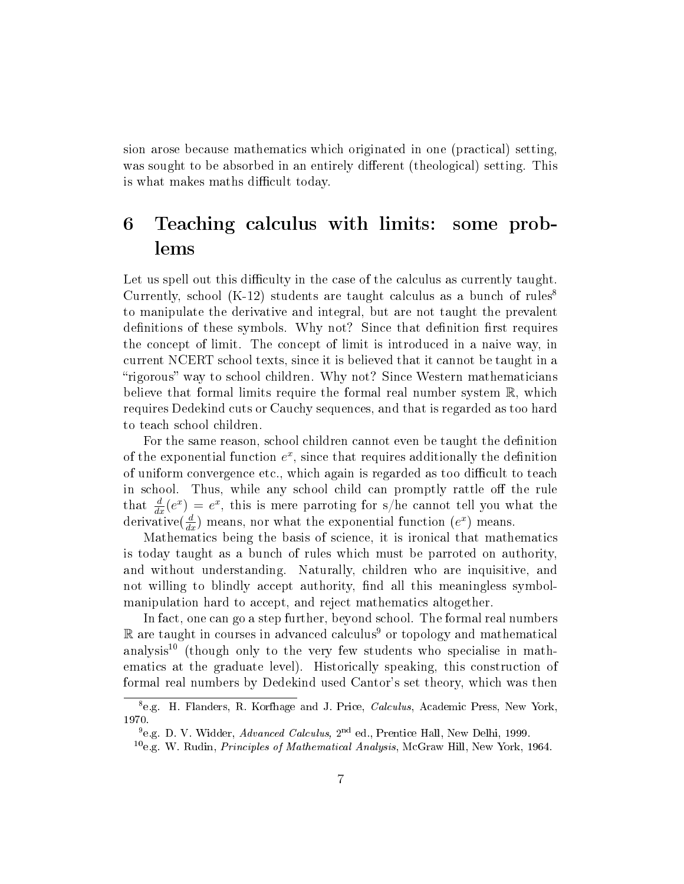sion arose because mathematics which originated in one (practical) setting, was sought to be absorbed in an entirely different (theological) setting. This is what makes maths difficult today.

## 6 Teaching calculus with limits: some problems

Let us spell out this difficulty in the case of the calculus as currently taught. Currently, school (K-12) students are taught calculus as a bunch of rules[8] to manipulate the derivative and integral, but are not taught the prevalent definitions of these symbols. Why not? Since that definition first requires the concept of limit. The concept of limit is introduced in a naive way, in current NCERT school texts, since it is believed that it cannot be taught in a "rigorous" way to school children. Why not? Since Western mathematicians believe that formal limits require the formal real number system $\mathbb{R}$, which requires Dedekind cuts or Cauchy sequences, and that is regarded as too hard to teach school children.

For the same reason, school children cannot even be taught the definition of the exponential function $e^x$, since that requires additionally the definition of uniform convergence etc., which again is regarded as too difficult to teach in school. Thus, while any school child can promptly rattle off the rule that $\frac{d}{dx}(e^x) = e^x$, this is mere parroting for s/he cannot tell you what the derivative($\frac{d}{dx}$) means, nor what the exponential function ($e^x$) means.

Mathematics being the basis of science, it is ironical that mathematics is today taught as a bunch of rules which must be parroted on authority, and without understanding. Naturally, children who are inquisitive, and not willing to blindly accept authority, find all this meaningless symbol-manipulation hard to accept, and reject mathematics altogether.

In fact, one can go a step further, beyond school. The formal real numbers $\mathbb{R}$ are taught in courses in advanced calculus[9] or topology and mathematical analysis[10] (though only to the very few students who specialise in mathematics at the graduate level). Historically speaking, this construction of formal real numbers by Dedekind used Cantor's set theory, which was then

---

[8] e.g. H. Flanders, R. Korfhage and J. Price, *Calculus*, Academic Press, New York, 1970.

[9] e.g. D. V. Widder, *Advanced Calculus*, 2nd ed., Prentice Hall, New Delhi, 1999.

[10] e.g. W. Rudin, *Principles of Mathematical Analysis*, McGraw Hill, New York, 1964.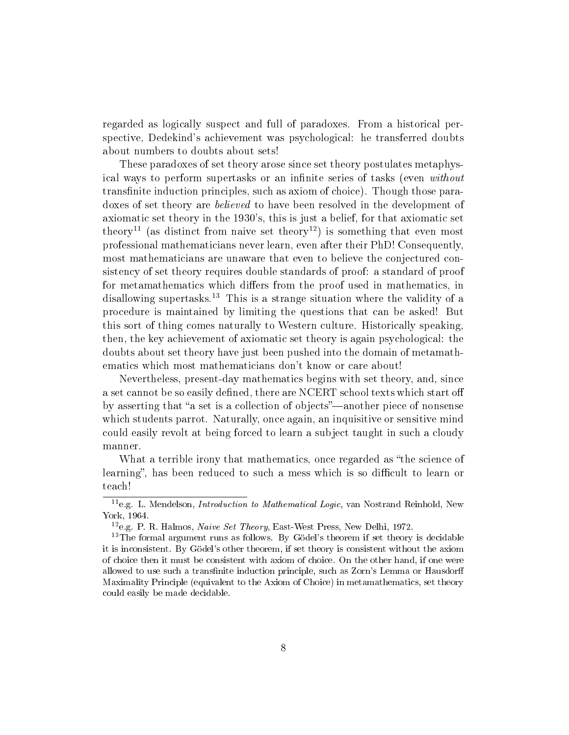regarded as logically suspect and full of paradoxes. From a historical perspective, Dedekind's achievement was psychological: he transferred doubts about numbers to doubts about sets!

These paradoxes of set theory arose since set theory postulates metaphysical ways to perform supertasks or an infinite series of tasks (even *without* transfinite induction principles, such as axiom of choice). Though those paradoxes of set theory are *believed* to have been resolved in the development of axiomatic set theory in the 1930's, this is just a belief, for that axiomatic set theory[11] (as distinct from naive set theory[12]) is something that even most professional mathematicians never learn, even after their PhD! Consequently, most mathematicians are unaware that even to believe the conjectured consistency of set theory requires double standards of proof: a standard of proof for metamathematics which differs from the proof used in mathematics, in disallowing supertasks.[13] This is a strange situation where the validity of a procedure is maintained by limiting the questions that can be asked! But this sort of thing comes naturally to Western culture. Historically speaking, then, the key achievement of axiomatic set theory is again psychological: the doubts about set theory have just been pushed into the domain of metamathematics which most mathematicians don't know or care about!

Nevertheless, present-day mathematics begins with set theory, and, since a set cannot be so easily defined, there are NCERT school texts which start off by asserting that "a set is a collection of objects"—another piece of nonsense which students parrot. Naturally, once again, an inquisitive or sensitive mind could easily revolt at being forced to learn a subject taught in such a cloudy manner.

What a terrible irony that mathematics, once regarded as "the science of learning", has been reduced to such a mess which is so difficult to learn or teach!

---

[11] e.g. L. Mendelson, *Introduction to Mathematical Logic,* van Nostrand Reinhold, New York, 1964.

[12] e.g. P. R. Halmos, *Naive Set Theory*, East-West Press, New Delhi, 1972.

[13] The formal argument runs as follows. By Gödel's theorem if set theory is decidable it is inconsistent. By Gödel's other theorem, if set theory is consistent without the axiom of choice then it must be consistent with axiom of choice. On the other hand, if one were allowed to use such a transfinite induction principle, such as Zorn's Lemma or Hausdorff Maximality Principle (equivalent to the Axiom of Choice) in metamathematics, set theory could easily be made decidable.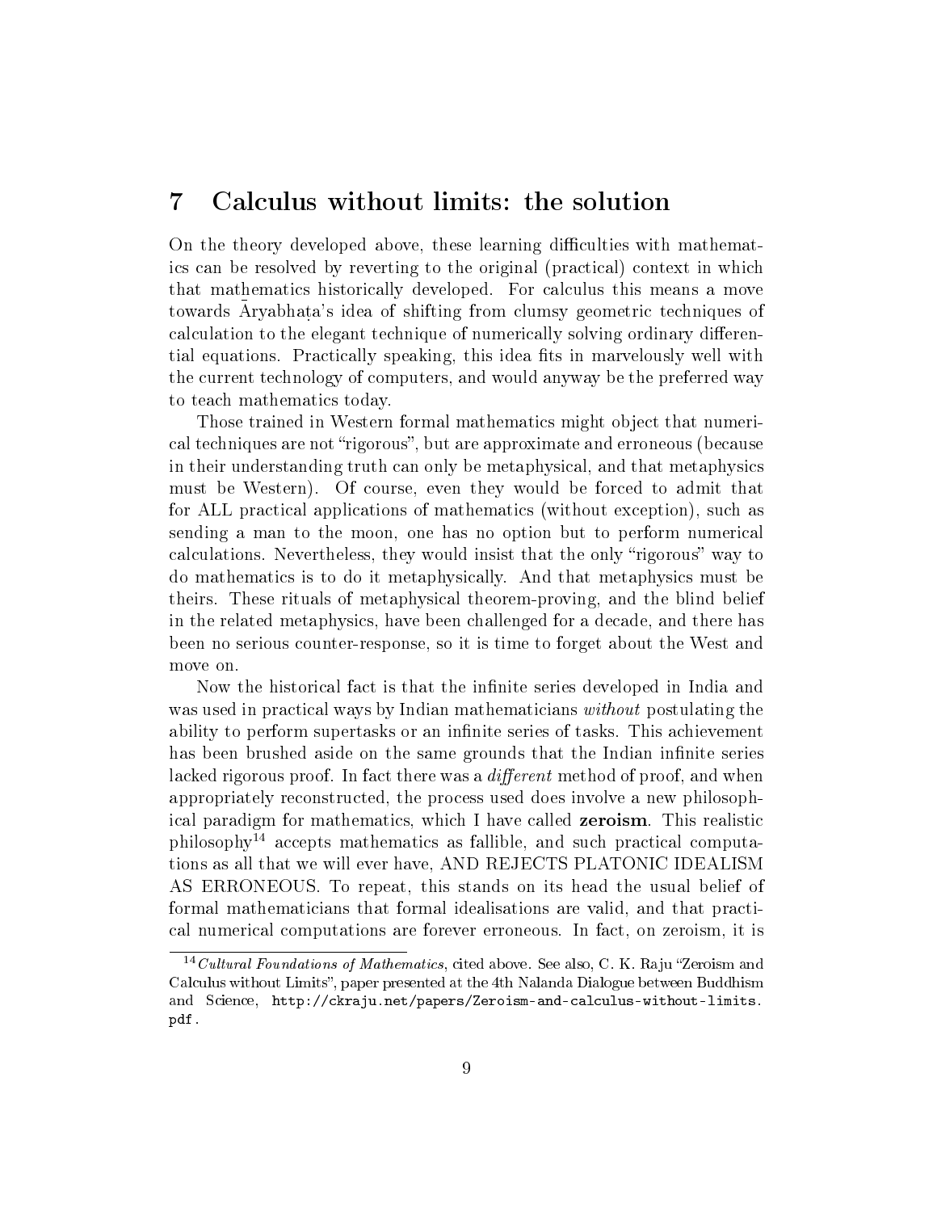## 7 Calculus without limits: the solution

On the theory developed above, these learning difficulties with mathematics can be resolved by reverting to the original (practical) context in which that mathematics historically developed. For calculus this means a move towards Āryabhaṭa's idea of shifting from clumsy geometric techniques of calculation to the elegant technique of numerically solving ordinary differential equations. Practically speaking, this idea fits in marvelously well with the current technology of computers, and would anyway be the preferred way to teach mathematics today.

Those trained in Western formal mathematics might object that numerical techniques are not "rigorous", but are approximate and erroneous (because in their understanding truth can only be metaphysical, and that metaphysics must be Western). Of course, even they would be forced to admit that for ALL practical applications of mathematics (without exception), such as sending a man to the moon, one has no option but to perform numerical calculations. Nevertheless, they would insist that the only "rigorous" way to do mathematics is to do it metaphysically. And that metaphysics must be theirs. These rituals of metaphysical theorem-proving, and the blind belief in the related metaphysics, have been challenged for a decade, and there has been no serious counter-response, so it is time to forget about the West and move on.

Now the historical fact is that the infinite series developed in India and was used in practical ways by Indian mathematicians *without* postulating the ability to perform supertasks or an infinite series of tasks. This achievement has been brushed aside on the same grounds that the Indian infinite series lacked rigorous proof. In fact there was a *different* method of proof, and when appropriately reconstructed, the process used does involve a new philosophical paradigm for mathematics, which I have called **zeroism**. This realistic philosophy[14] accepts mathematics as fallible, and such practical computations as all that we will ever have, AND REJECTS PLATONIC IDEALISM AS ERRONEOUS. To repeat, this stands on its head the usual belief of formal mathematicians that formal idealisations are valid, and that practical numerical computations are forever erroneous. In fact, on zeroism, it is

[14] *Cultural Foundations of Mathematics*, cited above. See also, C. K. Raju "Zeroism and Calculus without Limits", paper presented at the 4th Nalanda Dialogue between Buddhism and Science, http://ckraju.net/papers/Zeroism-and-calculus-without-limits.pdf.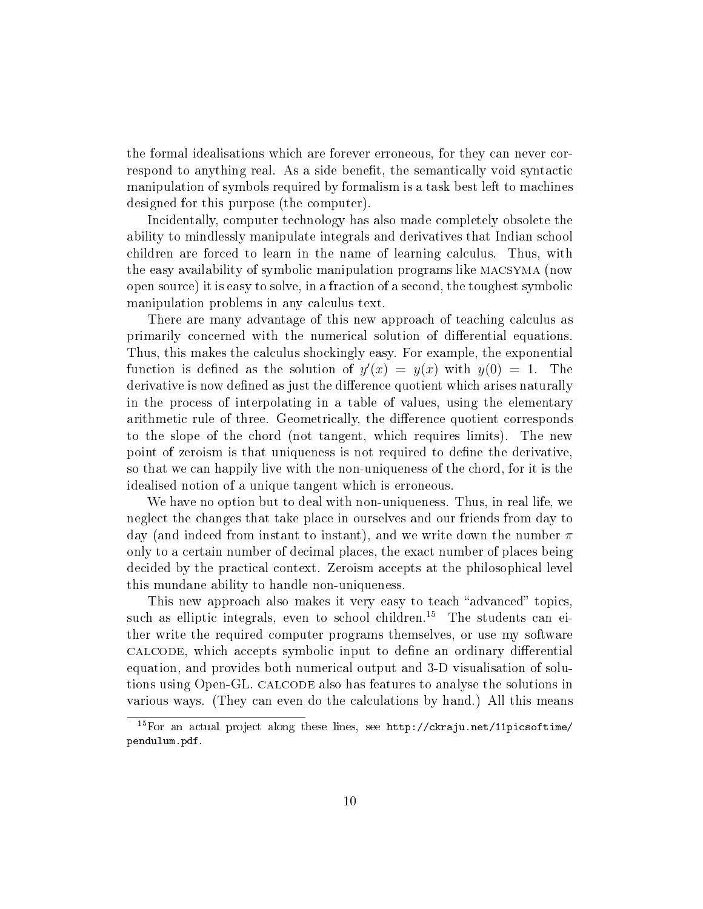the formal idealisations which are forever erroneous, for they can never correspond to anything real. As a side benefit, the semantically void syntactic manipulation of symbols required by formalism is a task best left to machines designed for this purpose (the computer).

Incidentally, computer technology has also made completely obsolete the ability to mindlessly manipulate integrals and derivatives that Indian school children are forced to learn in the name of learning calculus. Thus, with the easy availability of symbolic manipulation programs like MACSYMA (now open source) it is easy to solve, in a fraction of a second, the toughest symbolic manipulation problems in any calculus text.

There are many advantage of this new approach of teaching calculus as primarily concerned with the numerical solution of differential equations. Thus, this makes the calculus shockingly easy. For example, the exponential function is defined as the solution of $y'(x) = y(x)$ with $y(0) = 1$. The derivative is now defined as just the difference quotient which arises naturally in the process of interpolating in a table of values, using the elementary arithmetic rule of three. Geometrically, the difference quotient corresponds to the slope of the chord (not tangent, which requires limits). The new point of zeroism is that uniqueness is not required to define the derivative, so that we can happily live with the non-uniqueness of the chord, for it is the idealised notion of a unique tangent which is erroneous.

We have no option but to deal with non-uniqueness. Thus, in real life, we neglect the changes that take place in ourselves and our friends from day to day (and indeed from instant to instant), and we write down the number $\pi$ only to a certain number of decimal places, the exact number of places being decided by the practical context. Zeroism accepts at the philosophical level this mundane ability to handle non-uniqueness.

This new approach also makes it very easy to teach "advanced" topics, such as elliptic integrals, even to school children.[15] The students can either write the required computer programs themselves, or use my software CALCODE, which accepts symbolic input to define an ordinary differential equation, and provides both numerical output and 3-D visualisation of solutions using Open-GL. CALCODE also has features to analyse the solutions in various ways. (They can even do the calculations by hand.) All this means

[15] For an actual project along these lines, see `http://ckraju.net/11picsoftime/pendulum.pdf`.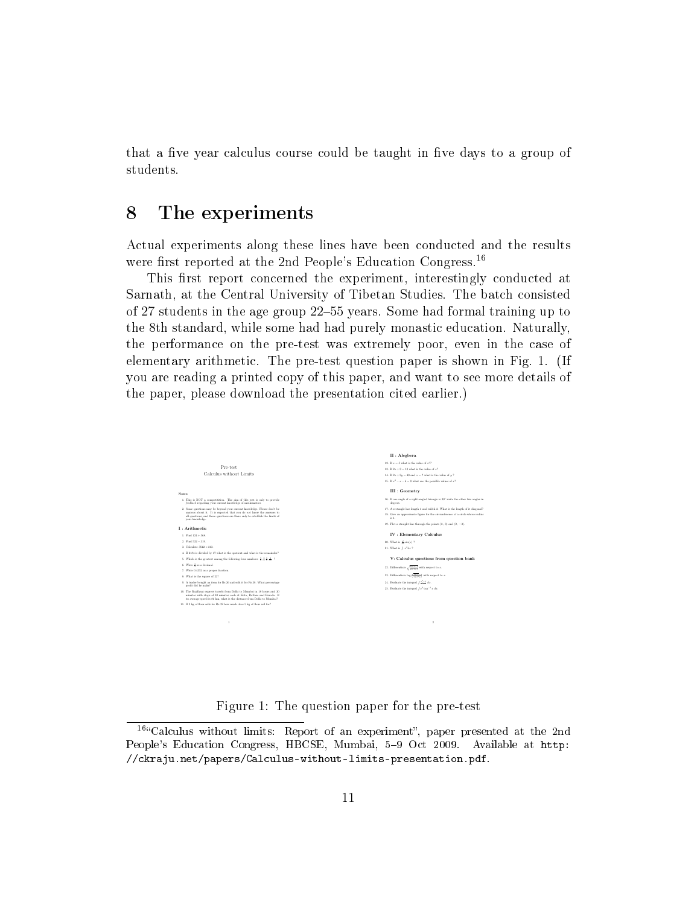that a five year calculus course could be taught in five days to a group of students.

## 8 The experiments

Actual experiments along these lines have been conducted and the results were first reported at the 2nd People's Education Congress.[16]

This first report concerned the experiment, interestingly conducted at Sarnath, at the Central University of Tibetan Studies. The batch consisted of 27 students in the age group 22–55 years. Some had formal training up to the 8th standard, while some had had purely monastic education. Naturally, the performance on the pre-test was extremely poor, even in the case of elementary arithmetic. The pre-test question paper is shown in Fig. 1. (If you are reading a printed copy of this paper, and want to see more details of the paper, please download the presentation cited earlier.)

Figure 1: The question paper for the pre-test

[16] "Calculus without limits: Report of an experiment", paper presented at the 2nd People's Education Congress, HBCSE, Mumbai, 5–9 Oct 2009. Available at http://ckraju.net/papers/Calculus-without-limits-presentation.pdf.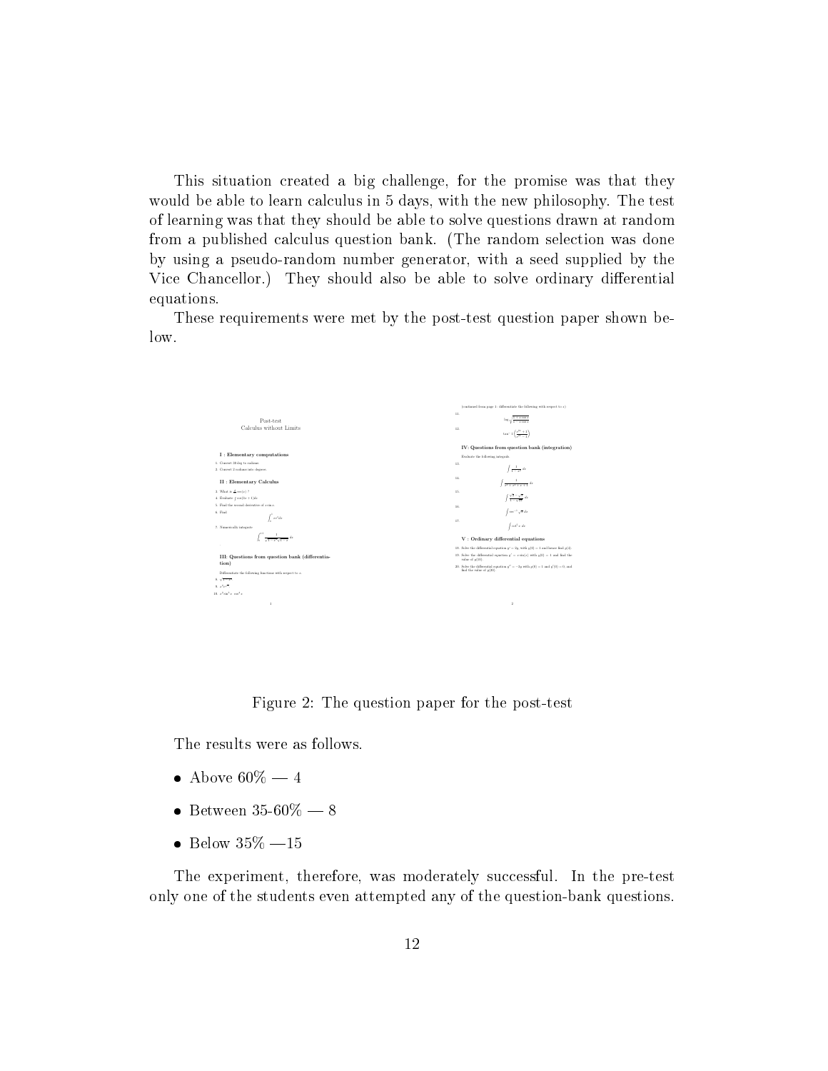This situation created a big challenge, for the promise was that they would be able to learn calculus in 5 days, with the new philosophy. The test of learning was that they should be able to solve questions drawn at random from a published calculus question bank. (The random selection was done by using a pseudo-random number generator, with a seed supplied by the Vice Chancellor.) They should also be able to solve ordinary differential equations.

These requirements were met by the post-test question paper shown below.

Figure 2: The question paper for the post-test

The results were as follows.

- Above 60% — 4
- Between 35-60% — 8
- Below 35% —15

The experiment, therefore, was moderately successful. In the pre-test only one of the students even attempted any of the question-bank questions.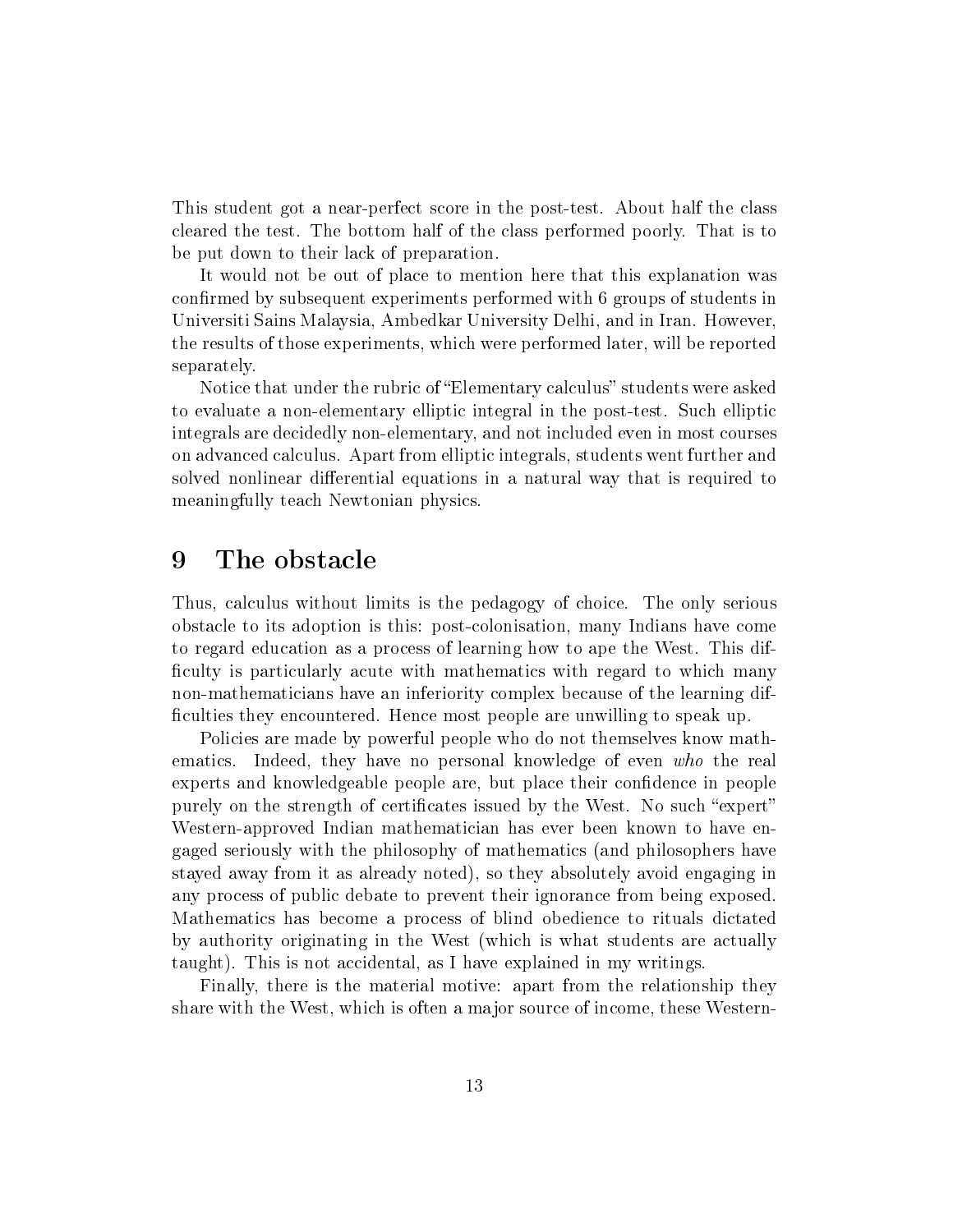This student got a near-perfect score in the post-test. About half the class cleared the test. The bottom half of the class performed poorly. That is to be put down to their lack of preparation.

It would not be out of place to mention here that this explanation was confirmed by subsequent experiments performed with 6 groups of students in Universiti Sains Malaysia, Ambedkar University Delhi, and in Iran. However, the results of those experiments, which were performed later, will be reported separately.

Notice that under the rubric of "Elementary calculus" students were asked to evaluate a non-elementary elliptic integral in the post-test. Such elliptic integrals are decidedly non-elementary, and not included even in most courses on advanced calculus. Apart from elliptic integrals, students went further and solved nonlinear differential equations in a natural way that is required to meaningfully teach Newtonian physics.

## 9 The obstacle

Thus, calculus without limits is the pedagogy of choice. The only serious obstacle to its adoption is this: post-colonisation, many Indians have come to regard education as a process of learning how to ape the West. This difficulty is particularly acute with mathematics with regard to which many non-mathematicians have an inferiority complex because of the learning difficulties they encountered. Hence most people are unwilling to speak up.

Policies are made by powerful people who do not themselves know mathematics. Indeed, they have no personal knowledge of even *who* the real experts and knowledgeable people are, but place their confidence in people purely on the strength of certificates issued by the West. No such "expert" Western-approved Indian mathematician has ever been known to have engaged seriously with the philosophy of mathematics (and philosophers have stayed away from it as already noted), so they absolutely avoid engaging in any process of public debate to prevent their ignorance from being exposed. Mathematics has become a process of blind obedience to rituals dictated by authority originating in the West (which is what students are actually taught). This is not accidental, as I have explained in my writings.

Finally, there is the material motive: apart from the relationship they share with the West, which is often a major source of income, these Western-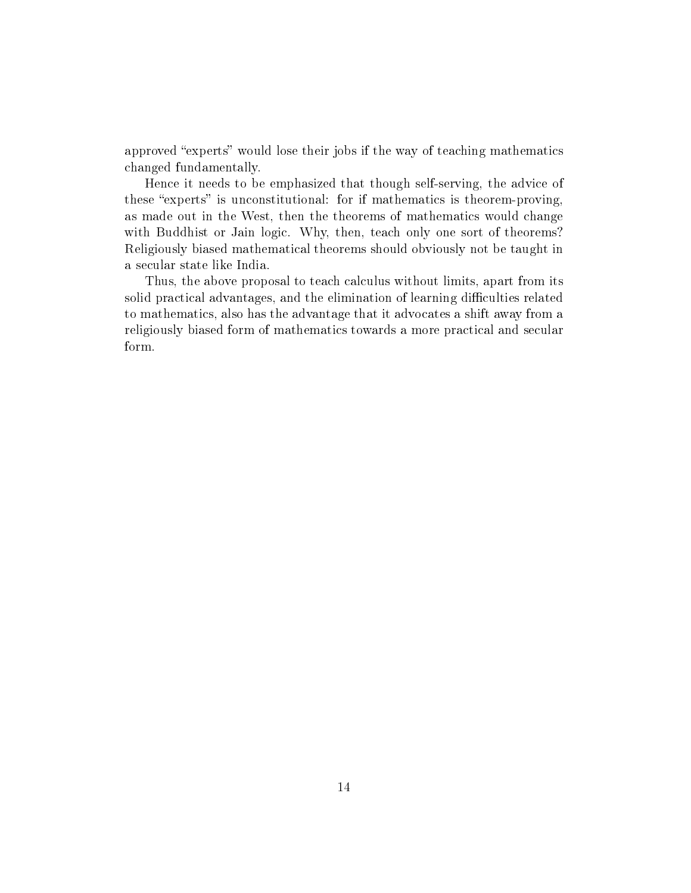approved "experts" would lose their jobs if the way of teaching mathematics changed fundamentally.

Hence it needs to be emphasized that though self-serving, the advice of these "experts" is unconstitutional: for if mathematics is theorem-proving, as made out in the West, then the theorems of mathematics would change with Buddhist or Jain logic. Why, then, teach only one sort of theorems? Religiously biased mathematical theorems should obviously not be taught in a secular state like India.

Thus, the above proposal to teach calculus without limits, apart from its solid practical advantages, and the elimination of learning difficulties related to mathematics, also has the advantage that it advocates a shift away from a religiously biased form of mathematics towards a more practical and secular form.